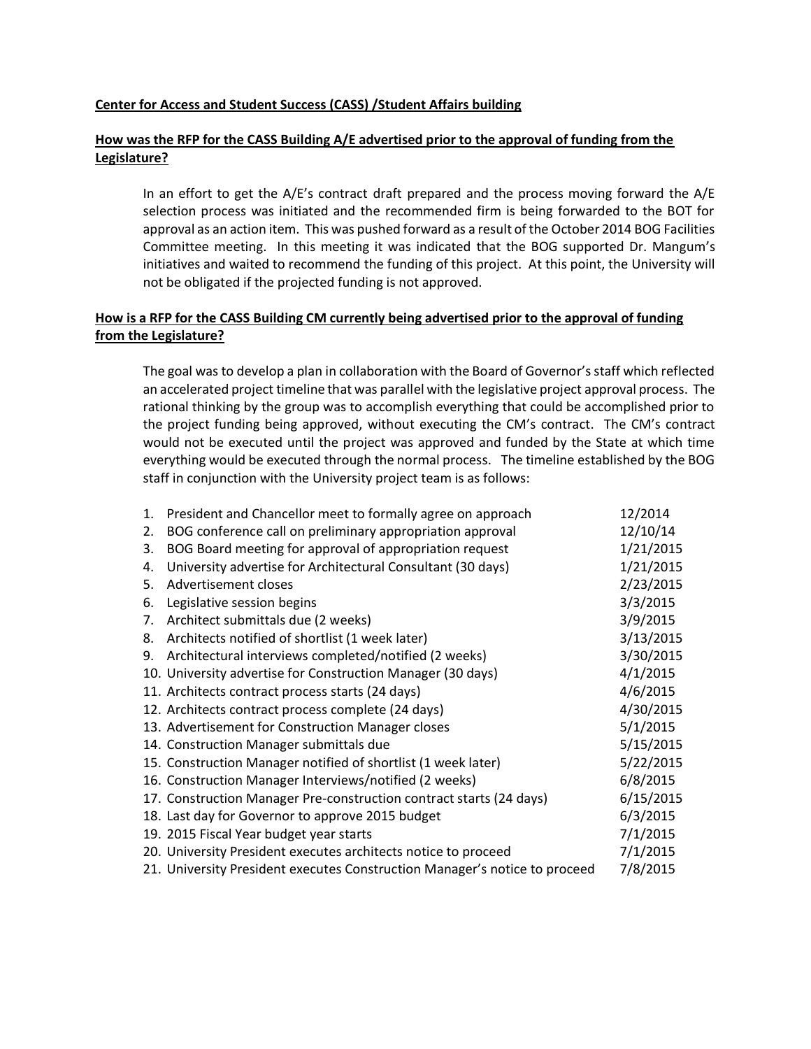**Center for Access and Student Success (CASS) /Student Affairs building**

**How was the RFP for the CASS Building A/E advertised prior to the approval of funding from the Legislature?**

In an effort to get the A/E's contract draft prepared and the process moving forward the A/E selection process was initiated and the recommended firm is being forwarded to the BOT for approval as an action item. This was pushed forward as a result of the October 2014 BOG Facilities Committee meeting. In this meeting it was indicated that the BOG supported Dr. Mangum's initiatives and waited to recommend the funding of this project. At this point, the University will not be obligated if the projected funding is not approved.

**How is a RFP for the CASS Building CM currently being advertised prior to the approval of funding from the Legislature?**

The goal was to develop a plan in collaboration with the Board of Governor's staff which reflected an accelerated project timeline that was parallel with the legislative project approval process. The rational thinking by the group was to accomplish everything that could be accomplished prior to the project funding being approved, without executing the CM's contract. The CM's contract would not be executed until the project was approved and funded by the State at which time everything would be executed through the normal process. The timeline established by the BOG staff in conjunction with the University project team is as follows:

| | Step | Date |
|---|---|---|
| 1. | President and Chancellor meet to formally agree on approach | 12/2014 |
| 2. | BOG conference call on preliminary appropriation approval | 12/10/14 |
| 3. | BOG Board meeting for approval of appropriation request | 1/21/2015 |
| 4. | University advertise for Architectural Consultant (30 days) | 1/21/2015 |
| 5. | Advertisement closes | 2/23/2015 |
| 6. | Legislative session begins | 3/3/2015 |
| 7. | Architect submittals due (2 weeks) | 3/9/2015 |
| 8. | Architects notified of shortlist (1 week later) | 3/13/2015 |
| 9. | Architectural interviews completed/notified (2 weeks) | 3/30/2015 |
| 10. | University advertise for Construction Manager (30 days) | 4/1/2015 |
| 11. | Architects contract process starts (24 days) | 4/6/2015 |
| 12. | Architects contract process complete (24 days) | 4/30/2015 |
| 13. | Advertisement for Construction Manager closes | 5/1/2015 |
| 14. | Construction Manager submittals due | 5/15/2015 |
| 15. | Construction Manager notified of shortlist (1 week later) | 5/22/2015 |
| 16. | Construction Manager Interviews/notified (2 weeks) | 6/8/2015 |
| 17. | Construction Manager Pre-construction contract starts (24 days) | 6/15/2015 |
| 18. | Last day for Governor to approve 2015 budget | 6/3/2015 |
| 19. | 2015 Fiscal Year budget year starts | 7/1/2015 |
| 20. | University President executes architects notice to proceed | 7/1/2015 |
| 21. | University President executes Construction Manager's notice to proceed | 7/8/2015 |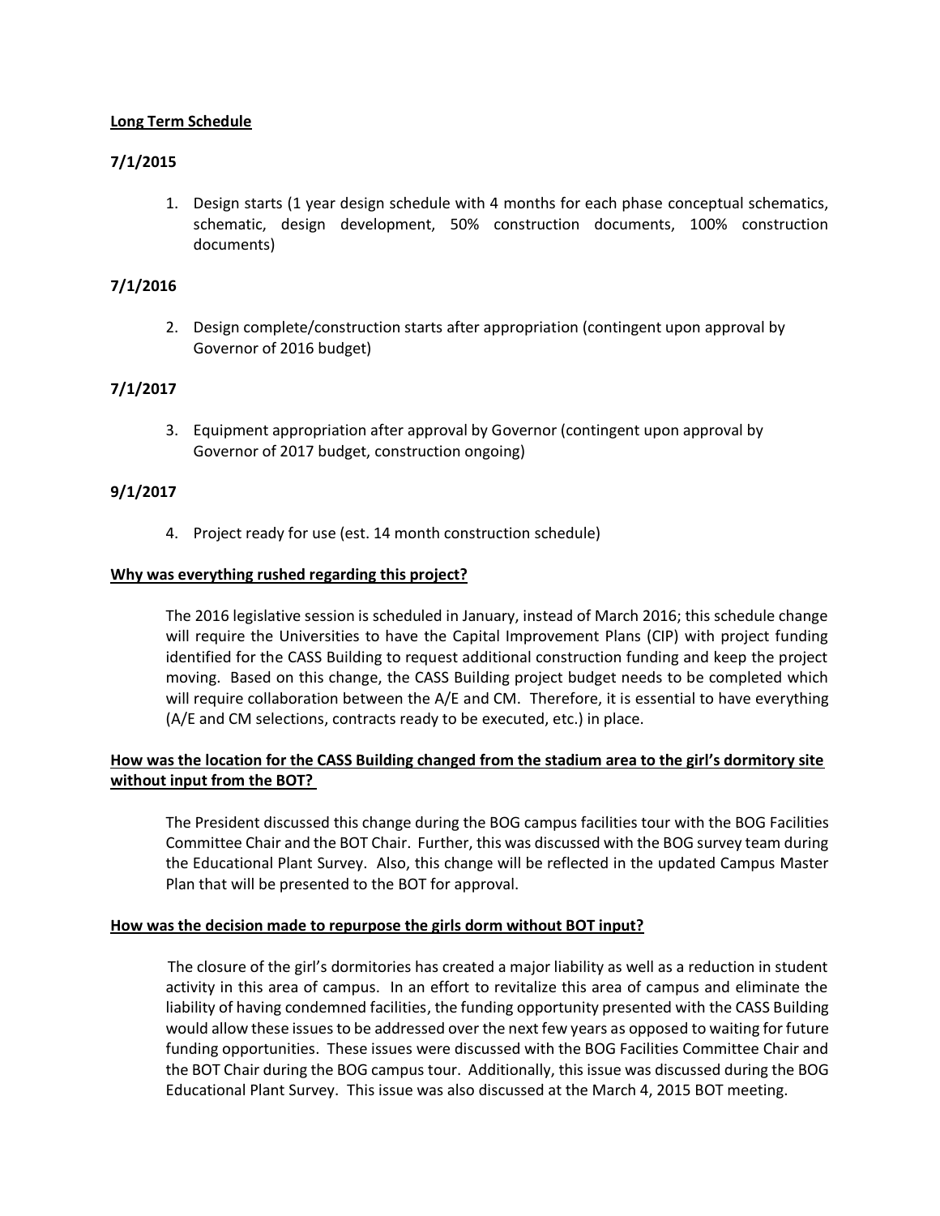**Long Term Schedule**

**7/1/2015**

1. Design starts (1 year design schedule with 4 months for each phase conceptual schematics, schematic, design development, 50% construction documents, 100% construction documents)

**7/1/2016**

2. Design complete/construction starts after appropriation (contingent upon approval by Governor of 2016 budget)

**7/1/2017**

3. Equipment appropriation after approval by Governor (contingent upon approval by Governor of 2017 budget, construction ongoing)

**9/1/2017**

4. Project ready for use (est. 14 month construction schedule)

**Why was everything rushed regarding this project?**

The 2016 legislative session is scheduled in January, instead of March 2016; this schedule change will require the Universities to have the Capital Improvement Plans (CIP) with project funding identified for the CASS Building to request additional construction funding and keep the project moving. Based on this change, the CASS Building project budget needs to be completed which will require collaboration between the A/E and CM. Therefore, it is essential to have everything (A/E and CM selections, contracts ready to be executed, etc.) in place.

**How was the location for the CASS Building changed from the stadium area to the girl's dormitory site without input from the BOT?**

The President discussed this change during the BOG campus facilities tour with the BOG Facilities Committee Chair and the BOT Chair. Further, this was discussed with the BOG survey team during the Educational Plant Survey. Also, this change will be reflected in the updated Campus Master Plan that will be presented to the BOT for approval.

**How was the decision made to repurpose the girls dorm without BOT input?**

The closure of the girl's dormitories has created a major liability as well as a reduction in student activity in this area of campus. In an effort to revitalize this area of campus and eliminate the liability of having condemned facilities, the funding opportunity presented with the CASS Building would allow these issues to be addressed over the next few years as opposed to waiting for future funding opportunities. These issues were discussed with the BOG Facilities Committee Chair and the BOT Chair during the BOG campus tour. Additionally, this issue was discussed during the BOG Educational Plant Survey. This issue was also discussed at the March 4, 2015 BOT meeting.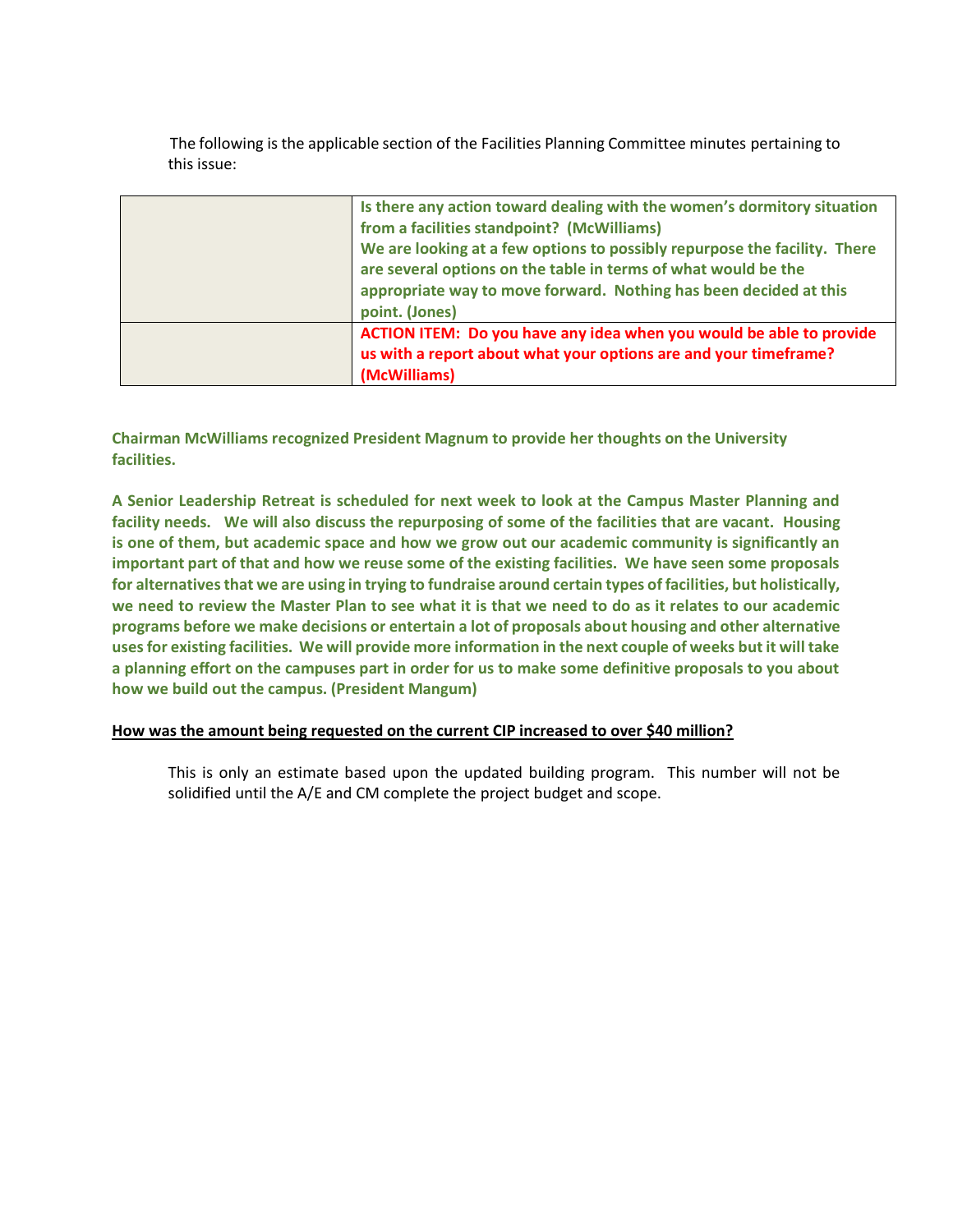The following is the applicable section of the Facilities Planning Committee minutes pertaining to this issue:

| | |
|---|---|
| | **Is there any action toward dealing with the women's dormitory situation from a facilities standpoint? (McWilliams)** **We are looking at a few options to possibly repurpose the facility. There are several options on the table in terms of what would be the appropriate way to move forward. Nothing has been decided at this point. (Jones)** |
| | **ACTION ITEM: Do you have any idea when you would be able to provide us with a report about what your options are and your timeframe? (McWilliams)** |

**Chairman McWilliams recognized President Magnum to provide her thoughts on the University facilities.**

**A Senior Leadership Retreat is scheduled for next week to look at the Campus Master Planning and facility needs. We will also discuss the repurposing of some of the facilities that are vacant. Housing is one of them, but academic space and how we grow out our academic community is significantly an important part of that and how we reuse some of the existing facilities. We have seen some proposals for alternatives that we are using in trying to fundraise around certain types of facilities, but holistically, we need to review the Master Plan to see what it is that we need to do as it relates to our academic programs before we make decisions or entertain a lot of proposals about housing and other alternative uses for existing facilities. We will provide more information in the next couple of weeks but it will take a planning effort on the campuses part in order for us to make some definitive proposals to you about how we build out the campus. (President Mangum)**

**<u>How was the amount being requested on the current CIP increased to over $40 million?</u>**

This is only an estimate based upon the updated building program. This number will not be solidified until the A/E and CM complete the project budget and scope.